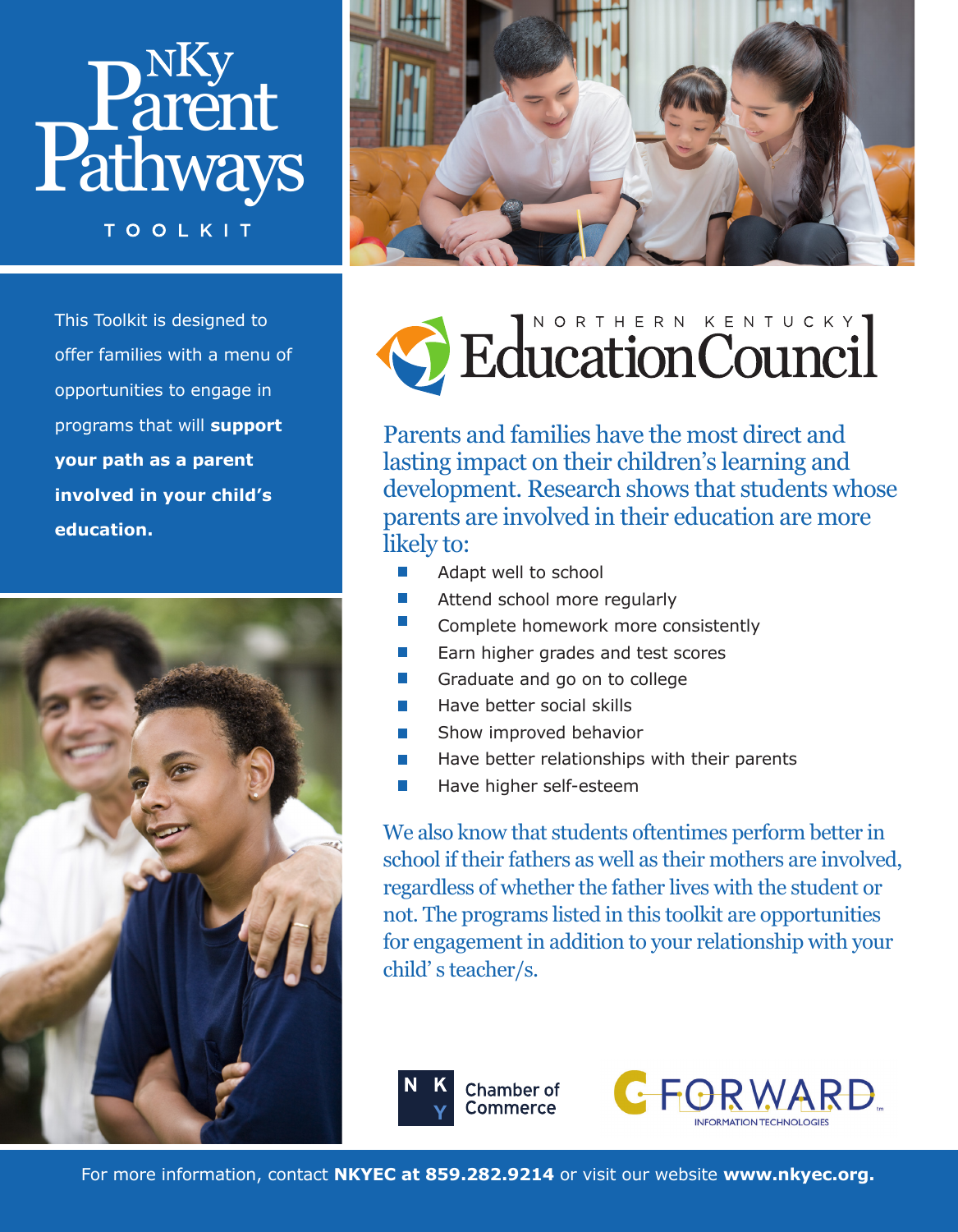# NKy Parent Pathways

TOOLKIT

This Toolkit is designed to offer families with a menu of opportunities to engage in programs that will **support your path as a parent involved in your child's education.**

NORTHERN KENTUCKY EducationCouncil

Parents and families have the most direct and lasting impact on their children's learning and development. Research shows that students whose parents are involved in their education are more likely to:

- Adapt well to school
- Attend school more regularly
- Complete homework more consistently
- Earn higher grades and test scores
- Graduate and go on to college
- Have better social skills
- Show improved behavior
- Have better relationships with their parents
- Have higher self-esteem

We also know that students oftentimes perform better in school if their fathers as well as their mothers are involved, regardless of whether the father lives with the student or not. The programs listed in this toolkit are opportunities for engagement in addition to your relationship with your child' s teacher/s.

NKY Chamber of Commerce

C-FORWARD INFORMATION TECHNOLOGIES

For more information, contact **NKYEC at 859.282.9214** or visit our website **www.nkyec.org.**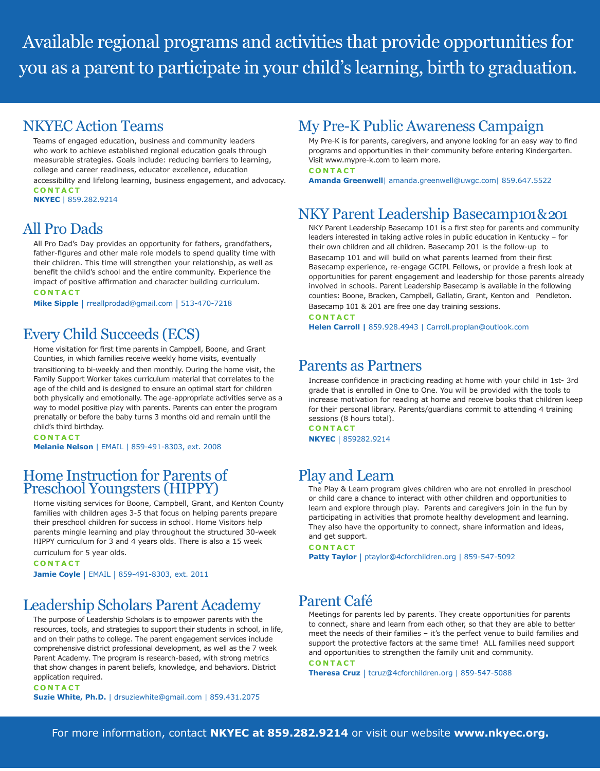# Available regional programs and activities that provide opportunities for you as a parent to participate in your child's learning, birth to graduation.

## NKYEC Action Teams

Teams of engaged education, business and community leaders who work to achieve established regional education goals through measurable strategies. Goals include: reducing barriers to learning, college and career readiness, educator excellence, education accessibility and lifelong learning, business engagement, and advocacy.

**CONTACT**

**NKYEC** | 859.282.9214

## All Pro Dads

All Pro Dad's Day provides an opportunity for fathers, grandfathers, father-figures and other male role models to spend quality time with their children. This time will strengthen your relationship, as well as benefit the child's school and the entire community. Experience the impact of positive affirmation and character building curriculum.

**CONTACT**

**Mike Sipple** | rreallprodad@gmail.com | 513-470-7218

## Every Child Succeeds (ECS)

Home visitation for first time parents in Campbell, Boone, and Grant Counties, in which families receive weekly home visits, eventually transitioning to bi-weekly and then monthly. During the home visit, the Family Support Worker takes curriculum material that correlates to the age of the child and is designed to ensure an optimal start for children both physically and emotionally. The age-appropriate activities serve as a way to model positive play with parents. Parents can enter the program prenatally or before the baby turns 3 months old and remain until the child's third birthday.

**CONTACT**

**Melanie Nelson** | EMAIL | 859-491-8303, ext. 2008

## Home Instruction for Parents of Preschool Youngsters (HIPPY)

Home visiting services for Boone, Campbell, Grant, and Kenton County families with children ages 3-5 that focus on helping parents prepare their preschool children for success in school. Home Visitors help parents mingle learning and play throughout the structured 30-week HIPPY curriculum for 3 and 4 years olds. There is also a 15 week curriculum for 5 year olds.

**CONTACT**

**Jamie Coyle** | EMAIL | 859-491-8303, ext. 2011

## Leadership Scholars Parent Academy

The purpose of Leadership Scholars is to empower parents with the resources, tools, and strategies to support their students in school, in life, and on their paths to college. The parent engagement services include comprehensive district professional development, as well as the 7 week Parent Academy. The program is research-based, with strong metrics that show changes in parent beliefs, knowledge, and behaviors. District application required.

**CONTACT**

**Suzie White, Ph.D.** | drsuziewhite@gmail.com | 859.431.2075

## My Pre-K Public Awareness Campaign

My Pre-K is for parents, caregivers, and anyone looking for an easy way to find programs and opportunities in their community before entering Kindergarten. Visit www.mypre-k.com to learn more.

**CONTACT**

**Amanda Greenwell**| amanda.greenwell@uwgc.com| 859.647.5522

## NKY Parent Leadership Basecamp 101 & 201

NKY Parent Leadership Basecamp 101 is a first step for parents and community leaders interested in taking active roles in public education in Kentucky – for their own children and all children. Basecamp 201 is the follow-up to Basecamp 101 and will build on what parents learned from their first Basecamp experience, re-engage GCIPL Fellows, or provide a fresh look at opportunities for parent engagement and leadership for those parents already involved in schools. Parent Leadership Basecamp is available in the following counties: Boone, Bracken, Campbell, Gallatin, Grant, Kenton and Pendleton. Basecamp 101 & 201 are free one day training sessions.

**CONTACT**

**Helen Carroll** | 859.928.4943 | Carroll.proplan@outlook.com

## Parents as Partners

Increase confidence in practicing reading at home with your child in 1st- 3rd grade that is enrolled in One to One. You will be provided with the tools to increase motivation for reading at home and receive books that children keep for their personal library. Parents/guardians commit to attending 4 training sessions (8 hours total).

**CONTACT**

**NKYEC** | 859282.9214

## Play and Learn

The Play & Learn program gives children who are not enrolled in preschool or child care a chance to interact with other children and opportunities to learn and explore through play. Parents and caregivers join in the fun by participating in activities that promote healthy development and learning. They also have the opportunity to connect, share information and ideas, and get support.

**CONTACT**

**Patty Taylor** | ptaylor@4cforchildren.org | 859-547-5092

## Parent Café

Meetings for parents led by parents. They create opportunities for parents to connect, share and learn from each other, so that they are able to better meet the needs of their families – it's the perfect venue to build families and support the protective factors at the same time! ALL families need support and opportunities to strengthen the family unit and community.

**CONTACT**

**Theresa Cruz** | tcruz@4cforchildren.org | 859-547-5088

For more information, contact **NKYEC at 859.282.9214** or visit our website **www.nkyec.org.**